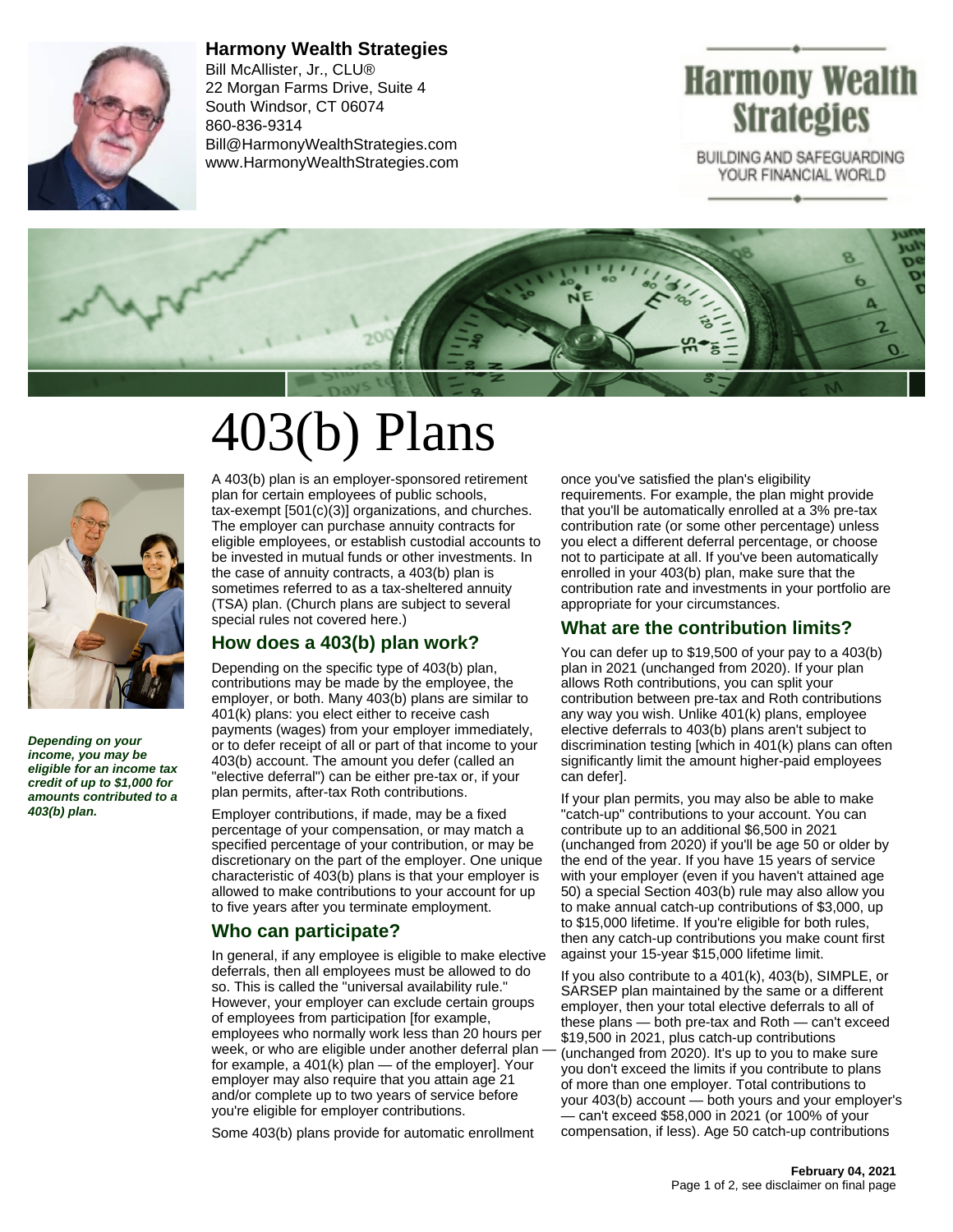**Harmony Wealth Strategies**
Bill McAllister, Jr., CLU®
22 Morgan Farms Drive, Suite 4
South Windsor, CT 06074
860-836-9314
Bill@HarmonyWealthStrategies.com
www.HarmonyWealthStrategies.com

Harmony Wealth Strategies
BUILDING AND SAFEGUARDING YOUR FINANCIAL WORLD

# 403(b) Plans

***Depending on your income, you may be eligible for an income tax credit of up to $1,000 for amounts contributed to a 403(b) plan.***

A 403(b) plan is an employer-sponsored retirement plan for certain employees of public schools, tax-exempt [501(c)(3)] organizations, and churches. The employer can purchase annuity contracts for eligible employees, or establish custodial accounts to be invested in mutual funds or other investments. In the case of annuity contracts, a 403(b) plan is sometimes referred to as a tax-sheltered annuity (TSA) plan. (Church plans are subject to several special rules not covered here.)

## How does a 403(b) plan work?

Depending on the specific type of 403(b) plan, contributions may be made by the employee, the employer, or both. Many 403(b) plans are similar to 401(k) plans: you elect either to receive cash payments (wages) from your employer immediately, or to defer receipt of all or part of that income to your 403(b) account. The amount you defer (called an "elective deferral") can be either pre-tax or, if your plan permits, after-tax Roth contributions.

Employer contributions, if made, may be a fixed percentage of your compensation, or may match a specified percentage of your contribution, or may be discretionary on the part of the employer. One unique characteristic of 403(b) plans is that your employer is allowed to make contributions to your account for up to five years after you terminate employment.

## Who can participate?

In general, if any employee is eligible to make elective deferrals, then all employees must be allowed to do so. This is called the "universal availability rule." However, your employer can exclude certain groups of employees from participation [for example, employees who normally work less than 20 hours per week, or who are eligible under another deferral plan — for example, a 401(k) plan — of the employer]. Your employer may also require that you attain age 21 and/or complete up to two years of service before you're eligible for employer contributions.

Some 403(b) plans provide for automatic enrollment once you've satisfied the plan's eligibility requirements. For example, the plan might provide that you'll be automatically enrolled at a 3% pre-tax contribution rate (or some other percentage) unless you elect a different deferral percentage, or choose not to participate at all. If you've been automatically enrolled in your 403(b) plan, make sure that the contribution rate and investments in your portfolio are appropriate for your circumstances.

## What are the contribution limits?

You can defer up to $19,500 of your pay to a 403(b) plan in 2021 (unchanged from 2020). If your plan allows Roth contributions, you can split your contribution between pre-tax and Roth contributions any way you wish. Unlike 401(k) plans, employee elective deferrals to 403(b) plans aren't subject to discrimination testing [which in 401(k) plans can often significantly limit the amount higher-paid employees can defer].

If your plan permits, you may also be able to make "catch-up" contributions to your account. You can contribute up to an additional $6,500 in 2021 (unchanged from 2020) if you'll be age 50 or older by the end of the year. If you have 15 years of service with your employer (even if you haven't attained age 50) a special Section 403(b) rule may also allow you to make annual catch-up contributions of $3,000, up to $15,000 lifetime. If you're eligible for both rules, then any catch-up contributions you make count first against your 15-year $15,000 lifetime limit.

If you also contribute to a 401(k), 403(b), SIMPLE, or SARSEP plan maintained by the same or a different employer, then your total elective deferrals to all of these plans — both pre-tax and Roth — can't exceed $19,500 in 2021, plus catch-up contributions (unchanged from 2020). It's up to you to make sure you don't exceed the limits if you contribute to plans of more than one employer. Total contributions to your 403(b) account — both yours and your employer's — can't exceed $58,000 in 2021 (or 100% of your compensation, if less). Age 50 catch-up contributions

February 04, 2021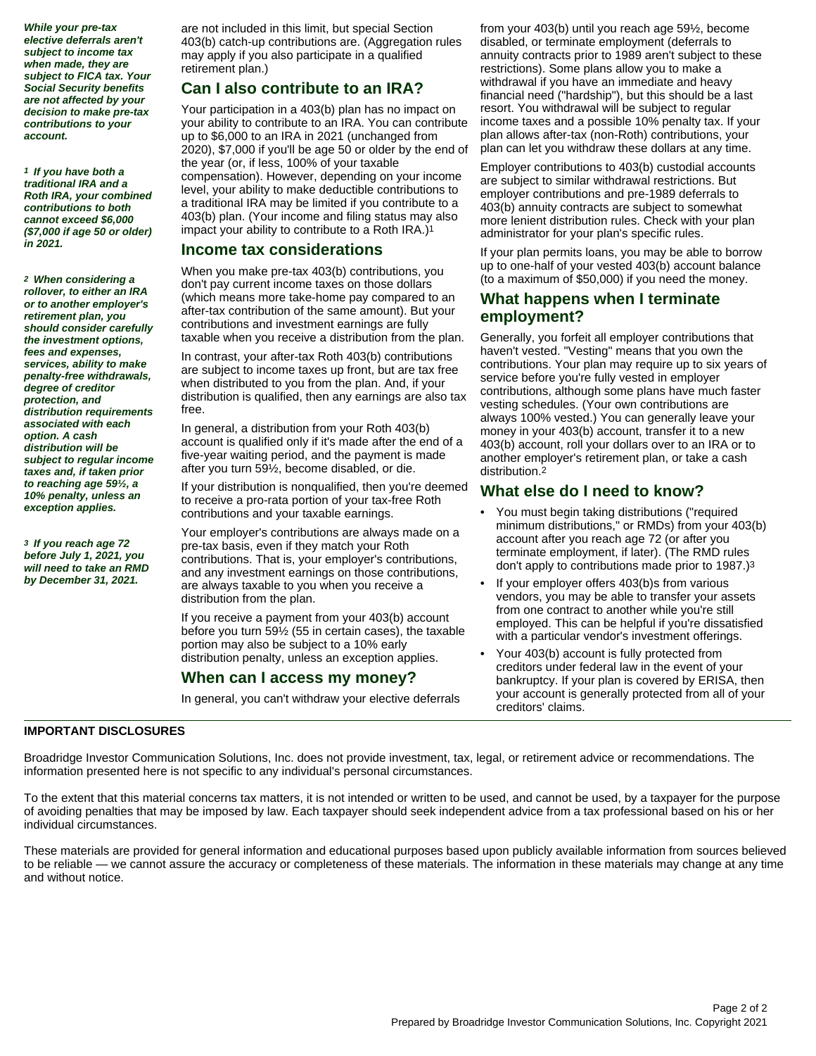***While your pre-tax elective deferrals aren't subject to income tax when made, they are subject to FICA tax. Your Social Security benefits are not affected by your decision to make pre-tax contributions to your account.***

***[1] If you have both a traditional IRA and a Roth IRA, your combined contributions to both cannot exceed $6,000 ($7,000 if age 50 or older) in 2021.***

***[2] When considering a rollover, to either an IRA or to another employer's retirement plan, you should consider carefully the investment options, fees and expenses, services, ability to make penalty-free withdrawals, degree of creditor protection, and distribution requirements associated with each option. A cash distribution will be subject to regular income taxes and, if taken prior to reaching age 59½, a 10% penalty, unless an exception applies.***

***[3] If you reach age 72 before July 1, 2021, you will need to take an RMD by December 31, 2021.***

are not included in this limit, but special Section 403(b) catch-up contributions are. (Aggregation rules may apply if you also participate in a qualified retirement plan.)

## Can I also contribute to an IRA?

Your participation in a 403(b) plan has no impact on your ability to contribute to an IRA. You can contribute up to $6,000 to an IRA in 2021 (unchanged from 2020), $7,000 if you'll be age 50 or older by the end of the year (or, if less, 100% of your taxable compensation). However, depending on your income level, your ability to make deductible contributions to a traditional IRA may be limited if you contribute to a 403(b) plan. (Your income and filing status may also impact your ability to contribute to a Roth IRA.)[1]

## Income tax considerations

When you make pre-tax 403(b) contributions, you don't pay current income taxes on those dollars (which means more take-home pay compared to an after-tax contribution of the same amount). But your contributions and investment earnings are fully taxable when you receive a distribution from the plan.

In contrast, your after-tax Roth 403(b) contributions are subject to income taxes up front, but are tax free when distributed to you from the plan. And, if your distribution is qualified, then any earnings are also tax free.

In general, a distribution from your Roth 403(b) account is qualified only if it's made after the end of a five-year waiting period, and the payment is made after you turn 59½, become disabled, or die.

If your distribution is nonqualified, then you're deemed to receive a pro-rata portion of your tax-free Roth contributions and your taxable earnings.

Your employer's contributions are always made on a pre-tax basis, even if they match your Roth contributions. That is, your employer's contributions, and any investment earnings on those contributions, are always taxable to you when you receive a distribution from the plan.

If you receive a payment from your 403(b) account before you turn 59½ (55 in certain cases), the taxable portion may also be subject to a 10% early distribution penalty, unless an exception applies.

## When can I access my money?

In general, you can't withdraw your elective deferrals from your 403(b) until you reach age 59½, become disabled, or terminate employment (deferrals to annuity contracts prior to 1989 aren't subject to these restrictions). Some plans allow you to make a withdrawal if you have an immediate and heavy financial need ("hardship"), but this should be a last resort. You withdrawal will be subject to regular income taxes and a possible 10% penalty tax. If your plan allows after-tax (non-Roth) contributions, your plan can let you withdraw these dollars at any time.

Employer contributions to 403(b) custodial accounts are subject to similar withdrawal restrictions. But employer contributions and pre-1989 deferrals to 403(b) annuity contracts are subject to somewhat more lenient distribution rules. Check with your plan administrator for your plan's specific rules.

If your plan permits loans, you may be able to borrow up to one-half of your vested 403(b) account balance (to a maximum of $50,000) if you need the money.

## What happens when I terminate employment?

Generally, you forfeit all employer contributions that haven't vested. "Vesting" means that you own the contributions. Your plan may require up to six years of service before you're fully vested in employer contributions, although some plans have much faster vesting schedules. (Your own contributions are always 100% vested.) You can generally leave your money in your 403(b) account, transfer it to a new 403(b) account, roll your dollars over to an IRA or to another employer's retirement plan, or take a cash distribution.[2]

## What else do I need to know?

- You must begin taking distributions ("required minimum distributions," or RMDs) from your 403(b) account after you reach age 72 (or after you terminate employment, if later). (The RMD rules don't apply to contributions made prior to 1987.)[3]
- If your employer offers 403(b)s from various vendors, you may be able to transfer your assets from one contract to another while you're still employed. This can be helpful if you're dissatisfied with a particular vendor's investment offerings.
- Your 403(b) account is fully protected from creditors under federal law in the event of your bankruptcy. If your plan is covered by ERISA, then your account is generally protected from all of your creditors' claims.

**IMPORTANT DISCLOSURES**

Broadridge Investor Communication Solutions, Inc. does not provide investment, tax, legal, or retirement advice or recommendations. The information presented here is not specific to any individual's personal circumstances.

To the extent that this material concerns tax matters, it is not intended or written to be used, and cannot be used, by a taxpayer for the purpose of avoiding penalties that may be imposed by law. Each taxpayer should seek independent advice from a tax professional based on his or her individual circumstances.

These materials are provided for general information and educational purposes based upon publicly available information from sources believed to be reliable — we cannot assure the accuracy or completeness of these materials. The information in these materials may change at any time and without notice.

Prepared by Broadridge Investor Communication Solutions, Inc. Copyright 2021